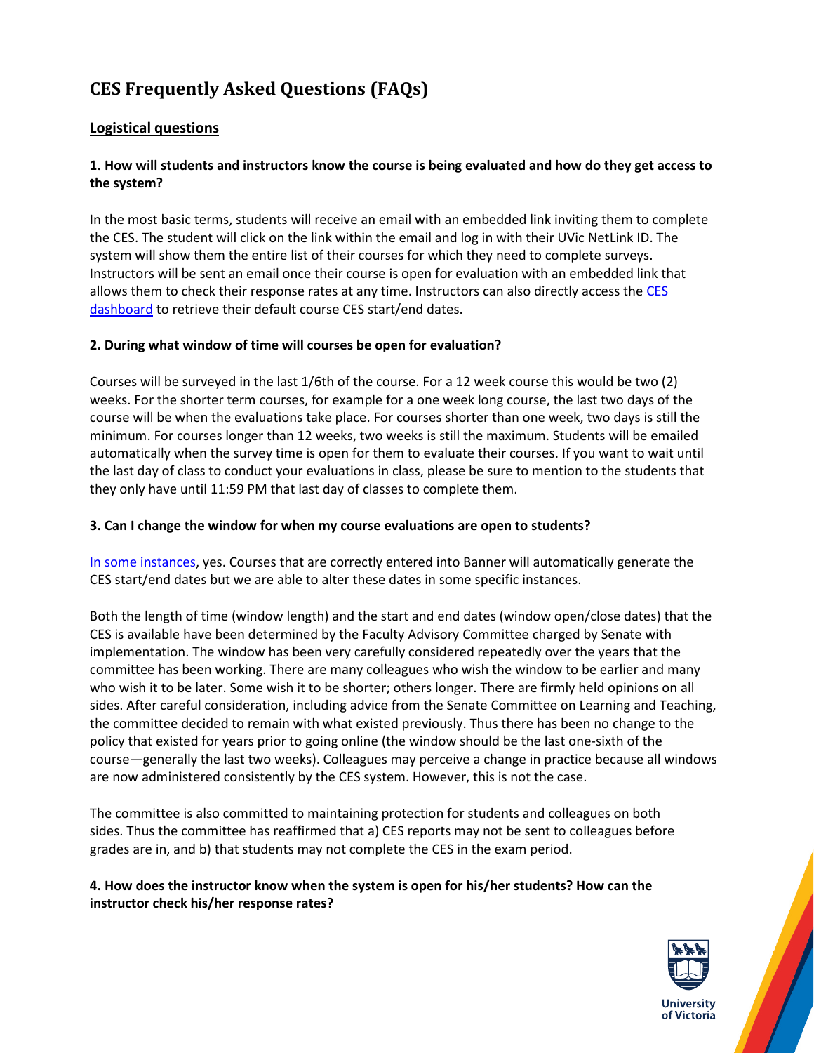# CES Frequently Asked Questions (FAQs)

## Logistical questions

### 1. How will students and instructors know the course is being evaluated and how do they get access to the system?

In the most basic terms, students will receive an email with an embedded link inviting them to complete the CES. The student will click on the link within the email and log in with their UVic NetLink ID. The system will show them the entire list of their courses for which they need to complete surveys. Instructors will be sent an email once their course is open for evaluation with an embedded link that allows them to check their response rates at any time. Instructors can also directly access the CES dashboard to retrieve their default course CES start/end dates.

### 2. During what window of time will courses be open for evaluation?

Courses will be surveyed in the last 1/6th of the course. For a 12 week course this would be two (2) weeks. For the shorter term courses, for example for a one week long course, the last two days of the course will be when the evaluations take place. For courses shorter than one week, two days is still the minimum. For courses longer than 12 weeks, two weeks is still the maximum. Students will be emailed automatically when the survey time is open for them to evaluate their courses. If you want to wait until the last day of class to conduct your evaluations in class, please be sure to mention to the students that they only have until 11:59 PM that last day of classes to complete them.

### 3. Can I change the window for when my course evaluations are open to students?

In some instances, yes. Courses that are correctly entered into Banner will automatically generate the CES start/end dates but we are able to alter these dates in some specific instances.

Both the length of time (window length) and the start and end dates (window open/close dates) that the CES is available have been determined by the Faculty Advisory Committee charged by Senate with implementation. The window has been very carefully considered repeatedly over the years that the committee has been working. There are many colleagues who wish the window to be earlier and many who wish it to be later. Some wish it to be shorter; others longer. There are firmly held opinions on all sides. After careful consideration, including advice from the Senate Committee on Learning and Teaching, the committee decided to remain with what existed previously. Thus there has been no change to the policy that existed for years prior to going online (the window should be the last one-sixth of the course—generally the last two weeks). Colleagues may perceive a change in practice because all windows are now administered consistently by the CES system. However, this is not the case.

The committee is also committed to maintaining protection for students and colleagues on both sides. Thus the committee has reaffirmed that a) CES reports may not be sent to colleagues before grades are in, and b) that students may not complete the CES in the exam period.

### 4. How does the instructor know when the system is open for his/her students? How can the instructor check his/her response rates?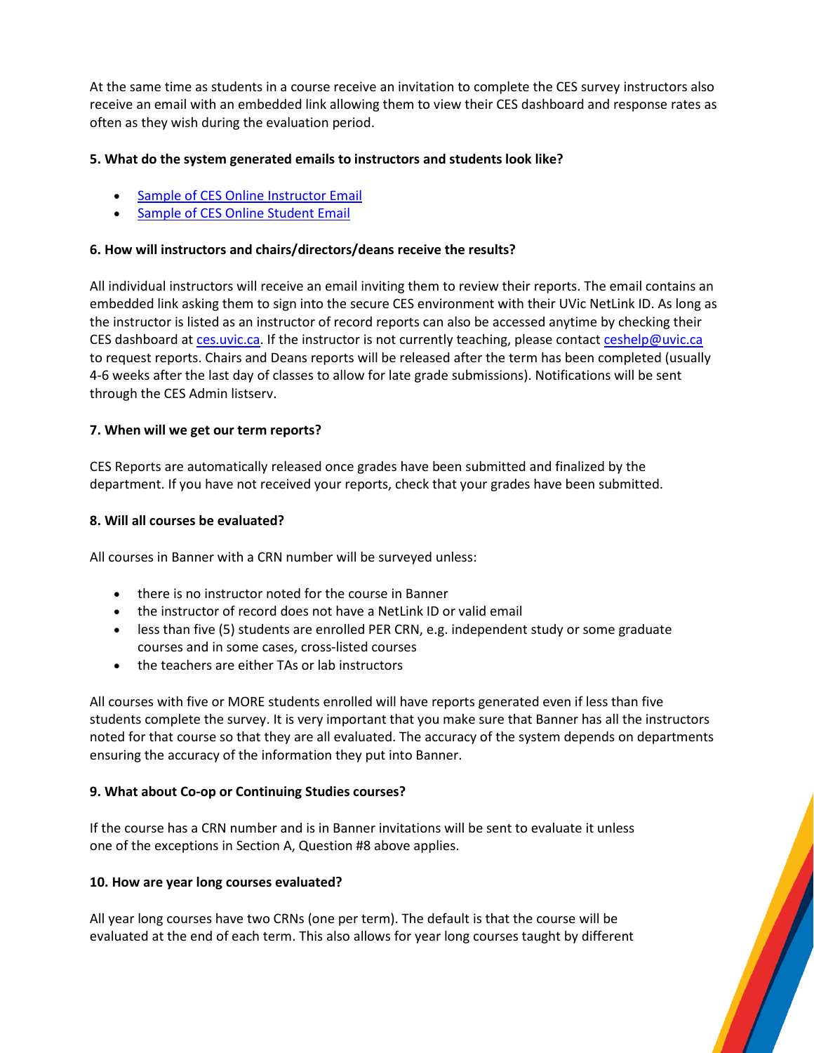At the same time as students in a course receive an invitation to complete the CES survey instructors also receive an email with an embedded link allowing them to view their CES dashboard and response rates as often as they wish during the evaluation period.

**5. What do the system generated emails to instructors and students look like?**

- [Sample of CES Online Instructor Email]()
- [Sample of CES Online Student Email]()

**6. How will instructors and chairs/directors/deans receive the results?**

All individual instructors will receive an email inviting them to review their reports. The email contains an embedded link asking them to sign into the secure CES environment with their UVic NetLink ID. As long as the instructor is listed as an instructor of record reports can also be accessed anytime by checking their CES dashboard at [ces.uvic.ca](). If the instructor is not currently teaching, please contact [ceshelp@uvic.ca]() to request reports. Chairs and Deans reports will be released after the term has been completed (usually 4-6 weeks after the last day of classes to allow for late grade submissions). Notifications will be sent through the CES Admin listserv.

**7. When will we get our term reports?**

CES Reports are automatically released once grades have been submitted and finalized by the department. If you have not received your reports, check that your grades have been submitted.

**8. Will all courses be evaluated?**

All courses in Banner with a CRN number will be surveyed unless:

- there is no instructor noted for the course in Banner
- the instructor of record does not have a NetLink ID or valid email
- less than five (5) students are enrolled PER CRN, e.g. independent study or some graduate courses and in some cases, cross-listed courses
- the teachers are either TAs or lab instructors

All courses with five or MORE students enrolled will have reports generated even if less than five students complete the survey. It is very important that you make sure that Banner has all the instructors noted for that course so that they are all evaluated. The accuracy of the system depends on departments ensuring the accuracy of the information they put into Banner.

**9. What about Co-op or Continuing Studies courses?**

If the course has a CRN number and is in Banner invitations will be sent to evaluate it unless one of the exceptions in Section A, Question #8 above applies.

**10. How are year long courses evaluated?**

All year long courses have two CRNs (one per term). The default is that the course will be evaluated at the end of each term. This also allows for year long courses taught by different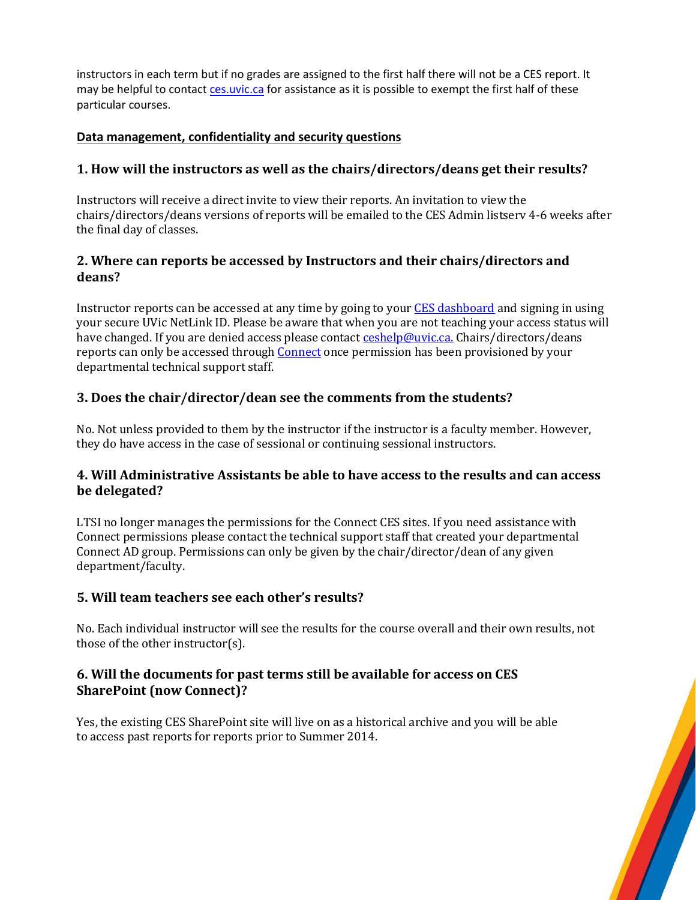instructors in each term but if no grades are assigned to the first half there will not be a CES report. It may be helpful to contact [ces.uvic.ca](ces.uvic.ca) for assistance as it is possible to exempt the first half of these particular courses.

**Data management, confidentiality and security questions**

### 1. How will the instructors as well as the chairs/directors/deans get their results?

Instructors will receive a direct invite to view their reports. An invitation to view the chairs/directors/deans versions of reports will be emailed to the CES Admin listserv 4-6 weeks after the final day of classes.

### 2. Where can reports be accessed by Instructors and their chairs/directors and deans?

Instructor reports can be accessed at any time by going to your CES dashboard and signing in using your secure UVic NetLink ID. Please be aware that when you are not teaching your access status will have changed. If you are denied access please contact ceshelp@uvic.ca. Chairs/directors/deans reports can only be accessed through Connect once permission has been provisioned by your departmental technical support staff.

### 3. Does the chair/director/dean see the comments from the students?

No. Not unless provided to them by the instructor if the instructor is a faculty member. However, they do have access in the case of sessional or continuing sessional instructors.

### 4. Will Administrative Assistants be able to have access to the results and can access be delegated?

LTSI no longer manages the permissions for the Connect CES sites. If you need assistance with Connect permissions please contact the technical support staff that created your departmental Connect AD group. Permissions can only be given by the chair/director/dean of any given department/faculty.

### 5. Will team teachers see each other's results?

No. Each individual instructor will see the results for the course overall and their own results, not those of the other instructor(s).

### 6. Will the documents for past terms still be available for access on CES SharePoint (now Connect)?

Yes, the existing CES SharePoint site will live on as a historical archive and you will be able to access past reports for reports prior to Summer 2014.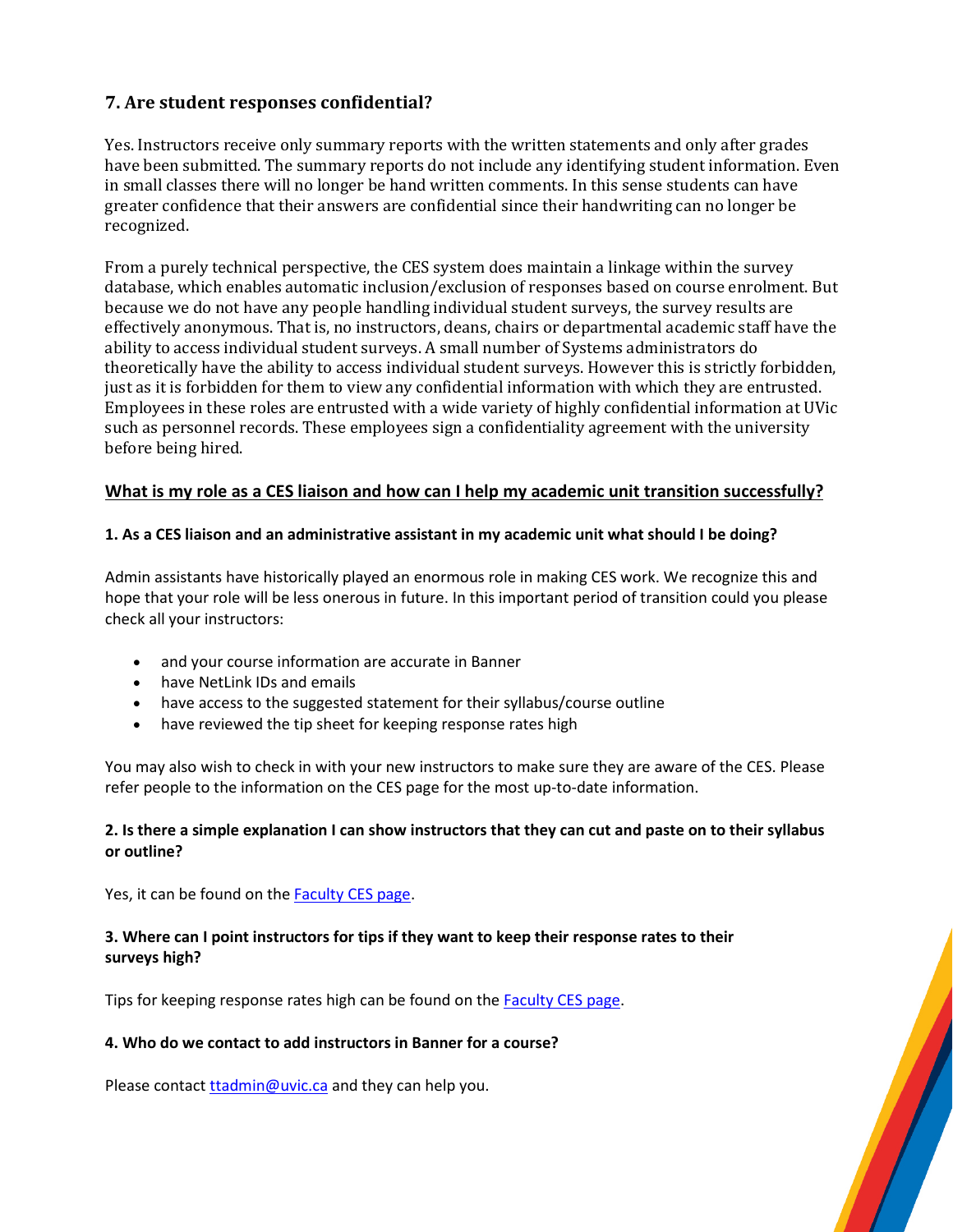### 7. Are student responses confidential?

Yes. Instructors receive only summary reports with the written statements and only after grades have been submitted. The summary reports do not include any identifying student information. Even in small classes there will no longer be hand written comments. In this sense students can have greater confidence that their answers are confidential since their handwriting can no longer be recognized.

From a purely technical perspective, the CES system does maintain a linkage within the survey database, which enables automatic inclusion/exclusion of responses based on course enrolment. But because we do not have any people handling individual student surveys, the survey results are effectively anonymous. That is, no instructors, deans, chairs or departmental academic staff have the ability to access individual student surveys. A small number of Systems administrators do theoretically have the ability to access individual student surveys. However this is strictly forbidden, just as it is forbidden for them to view any confidential information with which they are entrusted. Employees in these roles are entrusted with a wide variety of highly confidential information at UVic such as personnel records. These employees sign a confidentiality agreement with the university before being hired.

## What is my role as a CES liaison and how can I help my academic unit transition successfully?

**1. As a CES liaison and an administrative assistant in my academic unit what should I be doing?**

Admin assistants have historically played an enormous role in making CES work. We recognize this and hope that your role will be less onerous in future. In this important period of transition could you please check all your instructors:

- and your course information are accurate in Banner
- have NetLink IDs and emails
- have access to the suggested statement for their syllabus/course outline
- have reviewed the tip sheet for keeping response rates high

You may also wish to check in with your new instructors to make sure they are aware of the CES. Please refer people to the information on the CES page for the most up-to-date information.

**2. Is there a simple explanation I can show instructors that they can cut and paste on to their syllabus or outline?**

Yes, it can be found on the Faculty CES page.

**3. Where can I point instructors for tips if they want to keep their response rates to their surveys high?**

Tips for keeping response rates high can be found on the Faculty CES page.

**4. Who do we contact to add instructors in Banner for a course?**

Please contact ttadmin@uvic.ca and they can help you.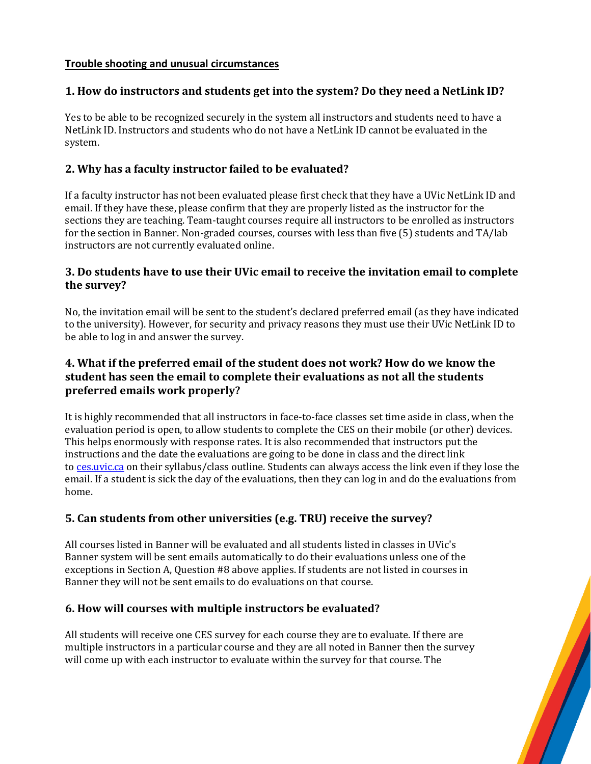**Trouble shooting and unusual circumstances**

### 1. How do instructors and students get into the system? Do they need a NetLink ID?

Yes to be able to be recognized securely in the system all instructors and students need to have a NetLink ID. Instructors and students who do not have a NetLink ID cannot be evaluated in the system.

### 2. Why has a faculty instructor failed to be evaluated?

If a faculty instructor has not been evaluated please first check that they have a UVic NetLink ID and email. If they have these, please confirm that they are properly listed as the instructor for the sections they are teaching. Team-taught courses require all instructors to be enrolled as instructors for the section in Banner. Non-graded courses, courses with less than five (5) students and TA/lab instructors are not currently evaluated online.

### 3. Do students have to use their UVic email to receive the invitation email to complete the survey?

No, the invitation email will be sent to the student's declared preferred email (as they have indicated to the university). However, for security and privacy reasons they must use their UVic NetLink ID to be able to log in and answer the survey.

### 4. What if the preferred email of the student does not work? How do we know the student has seen the email to complete their evaluations as not all the students preferred emails work properly?

It is highly recommended that all instructors in face-to-face classes set time aside in class, when the evaluation period is open, to allow students to complete the CES on their mobile (or other) devices. This helps enormously with response rates. It is also recommended that instructors put the instructions and the date the evaluations are going to be done in class and the direct link to [ces.uvic.ca](ces.uvic.ca) on their syllabus/class outline. Students can always access the link even if they lose the email. If a student is sick the day of the evaluations, then they can log in and do the evaluations from home.

### 5. Can students from other universities (e.g. TRU) receive the survey?

All courses listed in Banner will be evaluated and all students listed in classes in UVic's Banner system will be sent emails automatically to do their evaluations unless one of the exceptions in Section A, Question #8 above applies. If students are not listed in courses in Banner they will not be sent emails to do evaluations on that course.

### 6. How will courses with multiple instructors be evaluated?

All students will receive one CES survey for each course they are to evaluate. If there are multiple instructors in a particular course and they are all noted in Banner then the survey will come up with each instructor to evaluate within the survey for that course. The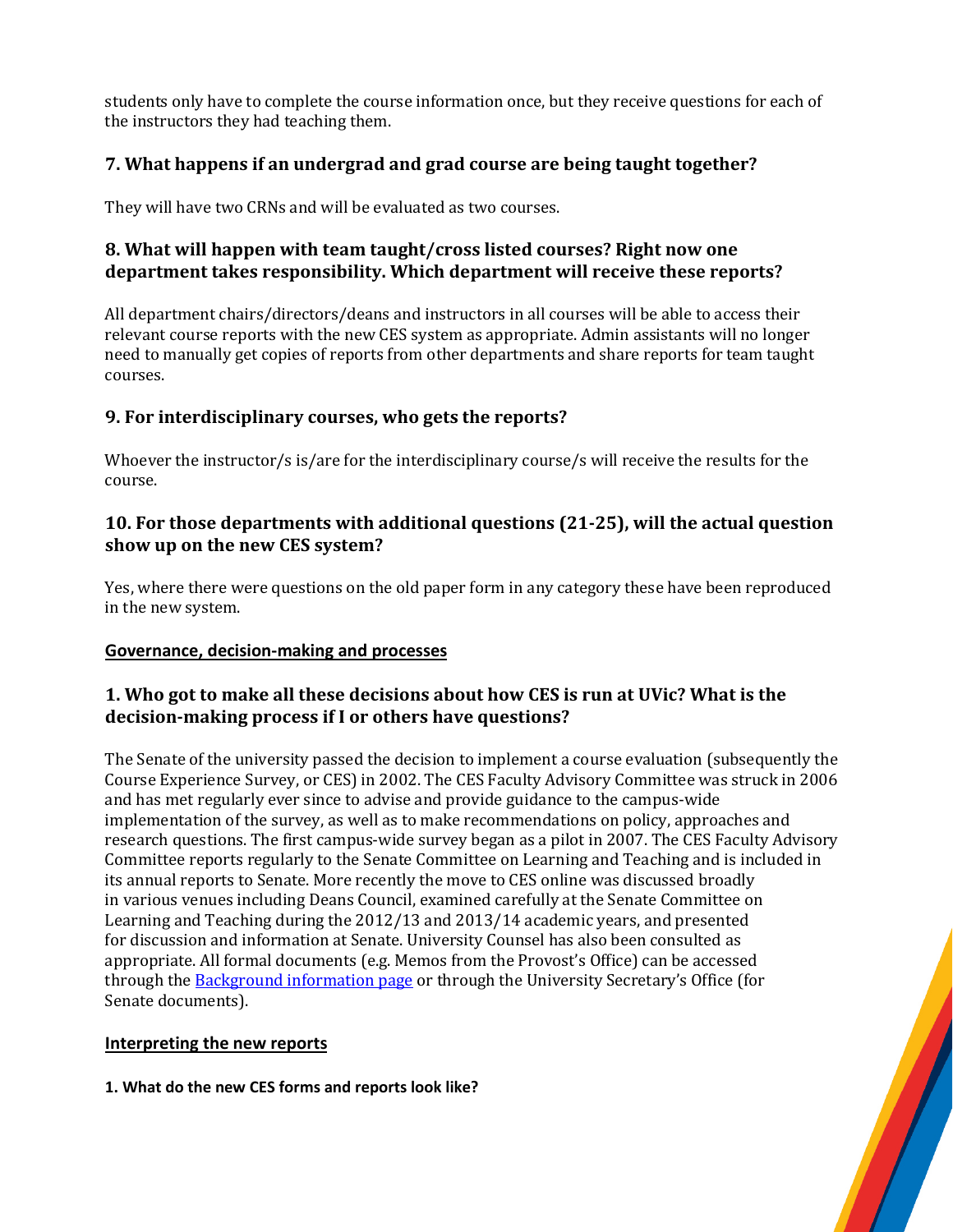students only have to complete the course information once, but they receive questions for each of the instructors they had teaching them.

### 7. What happens if an undergrad and grad course are being taught together?

They will have two CRNs and will be evaluated as two courses.

### 8. What will happen with team taught/cross listed courses? Right now one department takes responsibility. Which department will receive these reports?

All department chairs/directors/deans and instructors in all courses will be able to access their relevant course reports with the new CES system as appropriate. Admin assistants will no longer need to manually get copies of reports from other departments and share reports for team taught courses.

### 9. For interdisciplinary courses, who gets the reports?

Whoever the instructor/s is/are for the interdisciplinary course/s will receive the results for the course.

### 10. For those departments with additional questions (21-25), will the actual question show up on the new CES system?

Yes, where there were questions on the old paper form in any category these have been reproduced in the new system.

## Governance, decision-making and processes

### 1. Who got to make all these decisions about how CES is run at UVic? What is the decision-making process if I or others have questions?

The Senate of the university passed the decision to implement a course evaluation (subsequently the Course Experience Survey, or CES) in 2002. The CES Faculty Advisory Committee was struck in 2006 and has met regularly ever since to advise and provide guidance to the campus-wide implementation of the survey, as well as to make recommendations on policy, approaches and research questions. The first campus-wide survey began as a pilot in 2007. The CES Faculty Advisory Committee reports regularly to the Senate Committee on Learning and Teaching and is included in its annual reports to Senate. More recently the move to CES online was discussed broadly in various venues including Deans Council, examined carefully at the Senate Committee on Learning and Teaching during the 2012/13 and 2013/14 academic years, and presented for discussion and information at Senate. University Counsel has also been consulted as appropriate. All formal documents (e.g. Memos from the Provost's Office) can be accessed through the Background information page or through the University Secretary's Office (for Senate documents).

## Interpreting the new reports

**1. What do the new CES forms and reports look like?**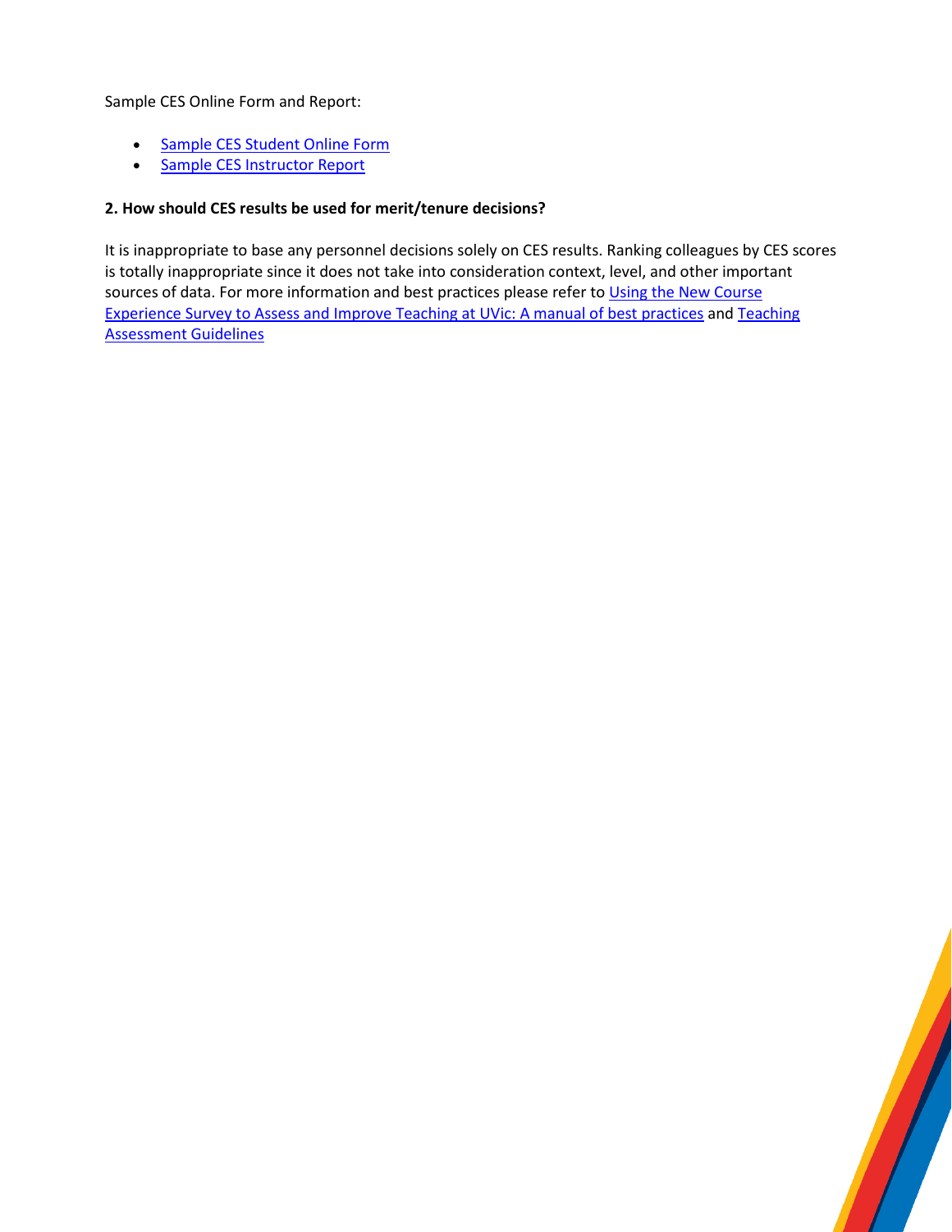Sample CES Online Form and Report:

- Sample CES Student Online Form
- Sample CES Instructor Report

**2. How should CES results be used for merit/tenure decisions?**

It is inappropriate to base any personnel decisions solely on CES results. Ranking colleagues by CES scores is totally inappropriate since it does not take into consideration context, level, and other important sources of data. For more information and best practices please refer to Using the New Course Experience Survey to Assess and Improve Teaching at UVic: A manual of best practices and Teaching Assessment Guidelines